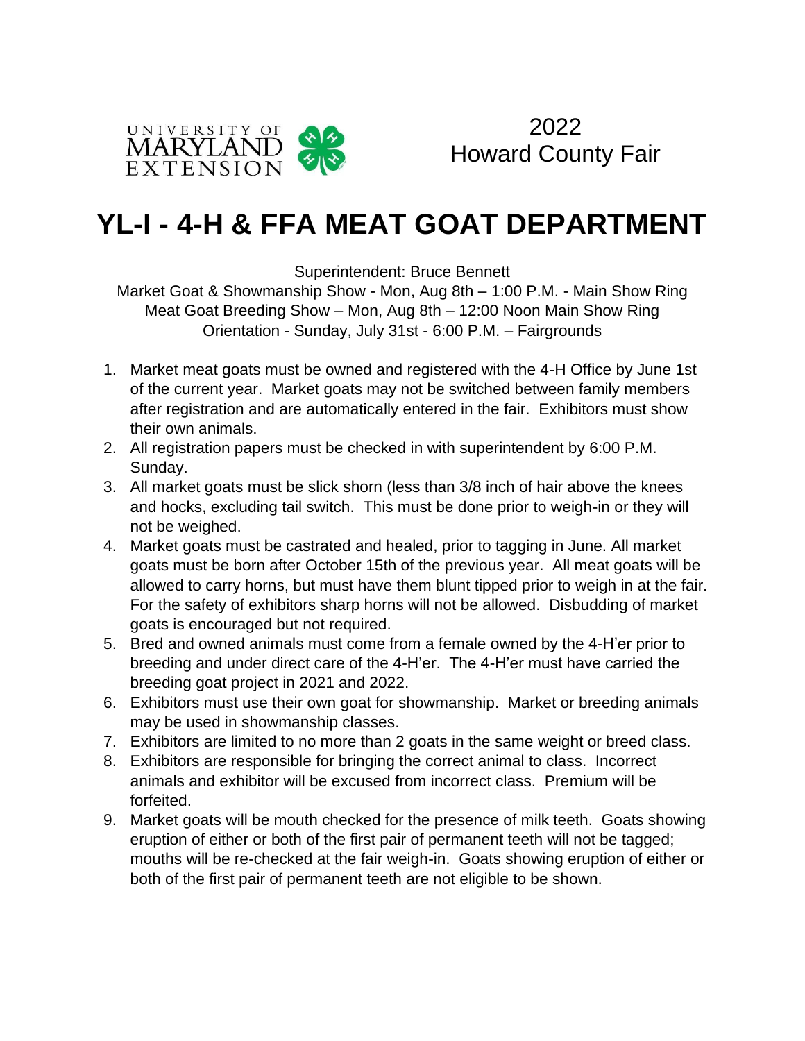UNIVERSITY OF MARYLAND EXTENSION

2022
Howard County Fair

# YL-I - 4-H & FFA MEAT GOAT DEPARTMENT

Superintendent: Bruce Bennett
Market Goat & Showmanship Show - Mon, Aug 8th – 1:00 P.M. - Main Show Ring
Meat Goat Breeding Show – Mon, Aug 8th – 12:00 Noon Main Show Ring
Orientation - Sunday, July 31st - 6:00 P.M. – Fairgrounds

1. Market meat goats must be owned and registered with the 4-H Office by June 1st of the current year. Market goats may not be switched between family members after registration and are automatically entered in the fair. Exhibitors must show their own animals.
2. All registration papers must be checked in with superintendent by 6:00 P.M. Sunday.
3. All market goats must be slick shorn (less than 3/8 inch of hair above the knees and hocks, excluding tail switch. This must be done prior to weigh-in or they will not be weighed.
4. Market goats must be castrated and healed, prior to tagging in June. All market goats must be born after October 15th of the previous year. All meat goats will be allowed to carry horns, but must have them blunt tipped prior to weigh in at the fair. For the safety of exhibitors sharp horns will not be allowed. Disbudding of market goats is encouraged but not required.
5. Bred and owned animals must come from a female owned by the 4-H'er prior to breeding and under direct care of the 4-H'er. The 4-H'er must have carried the breeding goat project in 2021 and 2022.
6. Exhibitors must use their own goat for showmanship. Market or breeding animals may be used in showmanship classes.
7. Exhibitors are limited to no more than 2 goats in the same weight or breed class.
8. Exhibitors are responsible for bringing the correct animal to class. Incorrect animals and exhibitor will be excused from incorrect class. Premium will be forfeited.
9. Market goats will be mouth checked for the presence of milk teeth. Goats showing eruption of either or both of the first pair of permanent teeth will not be tagged; mouths will be re-checked at the fair weigh-in. Goats showing eruption of either or both of the first pair of permanent teeth are not eligible to be shown.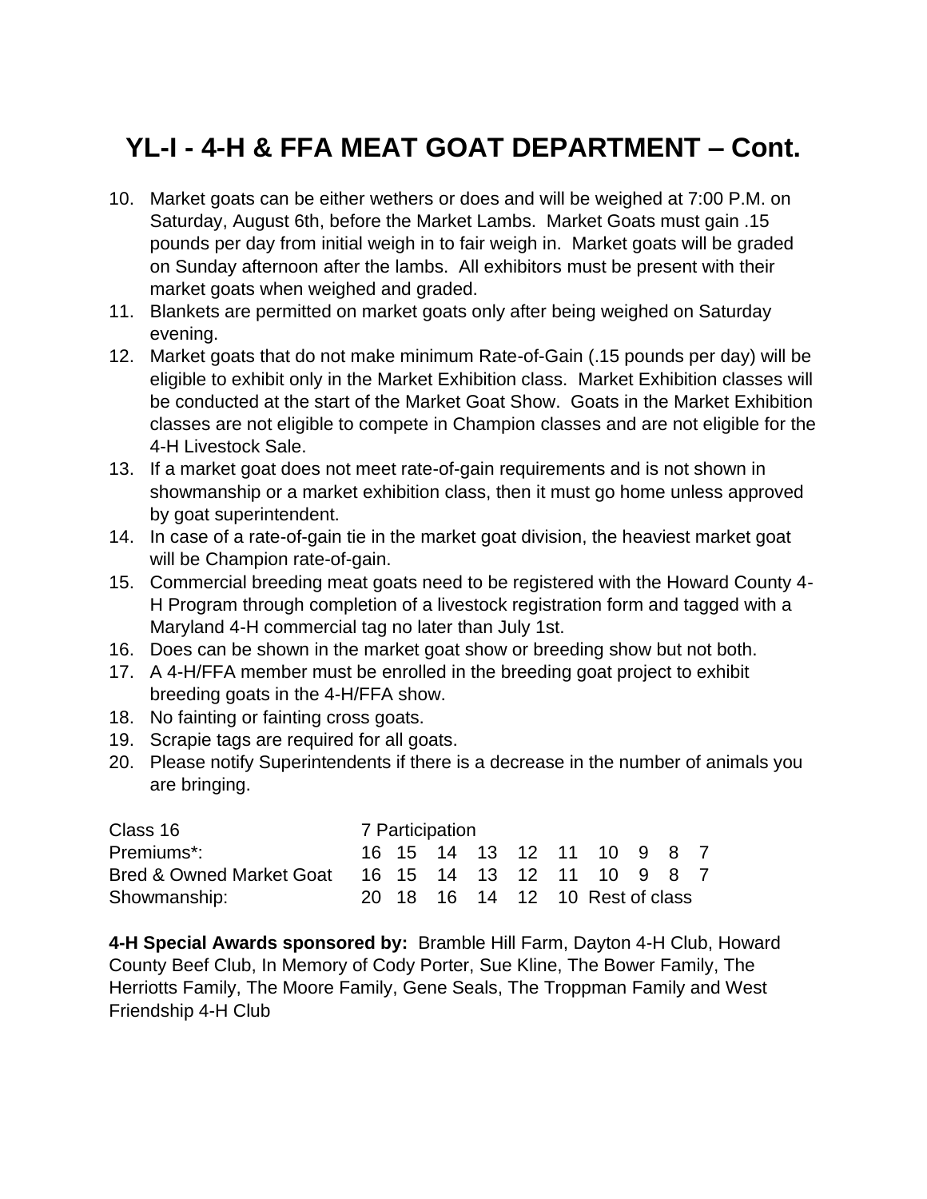# YL-I - 4-H & FFA MEAT GOAT DEPARTMENT – Cont.

10. Market goats can be either wethers or does and will be weighed at 7:00 P.M. on Saturday, August 6th, before the Market Lambs. Market Goats must gain .15 pounds per day from initial weigh in to fair weigh in. Market goats will be graded on Sunday afternoon after the lambs. All exhibitors must be present with their market goats when weighed and graded.
11. Blankets are permitted on market goats only after being weighed on Saturday evening.
12. Market goats that do not make minimum Rate-of-Gain (.15 pounds per day) will be eligible to exhibit only in the Market Exhibition class. Market Exhibition classes will be conducted at the start of the Market Goat Show. Goats in the Market Exhibition classes are not eligible to compete in Champion classes and are not eligible for the 4-H Livestock Sale.
13. If a market goat does not meet rate-of-gain requirements and is not shown in showmanship or a market exhibition class, then it must go home unless approved by goat superintendent.
14. In case of a rate-of-gain tie in the market goat division, the heaviest market goat will be Champion rate-of-gain.
15. Commercial breeding meat goats need to be registered with the Howard County 4-H Program through completion of a livestock registration form and tagged with a Maryland 4-H commercial tag no later than July 1st.
16. Does can be shown in the market goat show or breeding show but not both.
17. A 4-H/FFA member must be enrolled in the breeding goat project to exhibit breeding goats in the 4-H/FFA show.
18. No fainting or fainting cross goats.
19. Scrapie tags are required for all goats.
20. Please notify Superintendents if there is a decrease in the number of animals you are bringing.

| Class 16 | 7 Participation | | | | | | | | | |
|---|---|---|---|---|---|---|---|---|---|---|
| Premiums*: | 16 | 15 | 14 | 13 | 12 | 11 | 10 | 9 | 8 | 7 |
| Bred & Owned Market Goat | 16 | 15 | 14 | 13 | 12 | 11 | 10 | 9 | 8 | 7 |
| Showmanship: | 20 | 18 | 16 | 14 | 12 | 10 | Rest of class | | | |

**4-H Special Awards sponsored by:** Bramble Hill Farm, Dayton 4-H Club, Howard County Beef Club, In Memory of Cody Porter, Sue Kline, The Bower Family, The Herriotts Family, The Moore Family, Gene Seals, The Troppman Family and West Friendship 4-H Club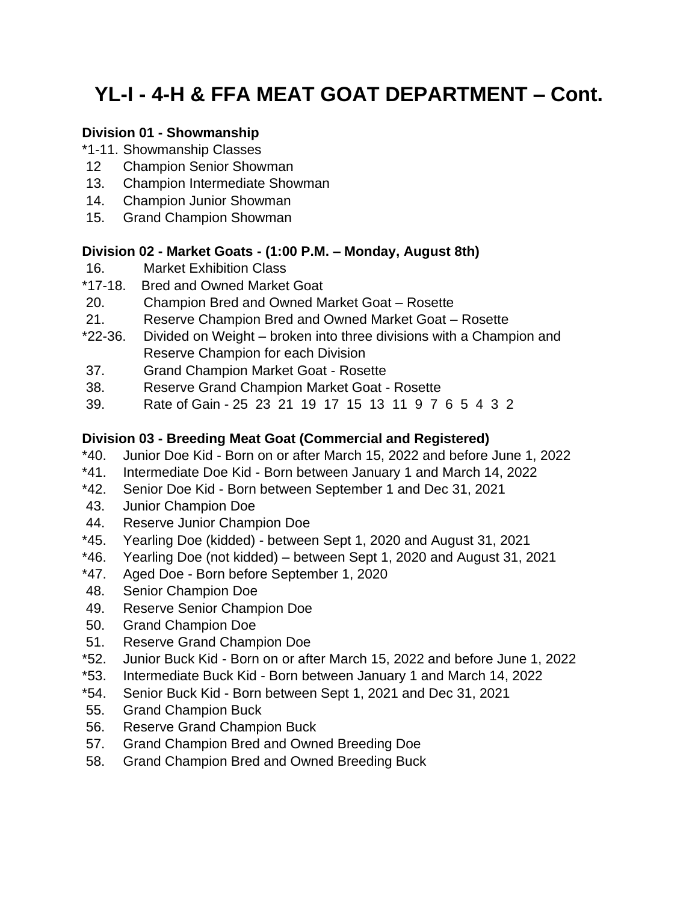# YL-I - 4-H & FFA MEAT GOAT DEPARTMENT – Cont.

**Division 01 - Showmanship**

*1-11. Showmanship Classes
12 Champion Senior Showman
13. Champion Intermediate Showman
14. Champion Junior Showman
15. Grand Champion Showman

**Division 02 - Market Goats - (1:00 P.M. – Monday, August 8th)**

16. Market Exhibition Class
*17-18. Bred and Owned Market Goat
20. Champion Bred and Owned Market Goat – Rosette
21. Reserve Champion Bred and Owned Market Goat – Rosette
*22-36. Divided on Weight – broken into three divisions with a Champion and Reserve Champion for each Division
37. Grand Champion Market Goat - Rosette
38. Reserve Grand Champion Market Goat - Rosette
39. Rate of Gain - 25 23 21 19 17 15 13 11 9 7 6 5 4 3 2

**Division 03 - Breeding Meat Goat (Commercial and Registered)**

*40. Junior Doe Kid - Born on or after March 15, 2022 and before June 1, 2022
*41. Intermediate Doe Kid - Born between January 1 and March 14, 2022
*42. Senior Doe Kid - Born between September 1 and Dec 31, 2021
43. Junior Champion Doe
44. Reserve Junior Champion Doe
*45. Yearling Doe (kidded) - between Sept 1, 2020 and August 31, 2021
*46. Yearling Doe (not kidded) – between Sept 1, 2020 and August 31, 2021
*47. Aged Doe - Born before September 1, 2020
48. Senior Champion Doe
49. Reserve Senior Champion Doe
50. Grand Champion Doe
51. Reserve Grand Champion Doe
*52. Junior Buck Kid - Born on or after March 15, 2022 and before June 1, 2022
*53. Intermediate Buck Kid - Born between January 1 and March 14, 2022
*54. Senior Buck Kid - Born between Sept 1, 2021 and Dec 31, 2021
55. Grand Champion Buck
56. Reserve Grand Champion Buck
57. Grand Champion Bred and Owned Breeding Doe
58. Grand Champion Bred and Owned Breeding Buck